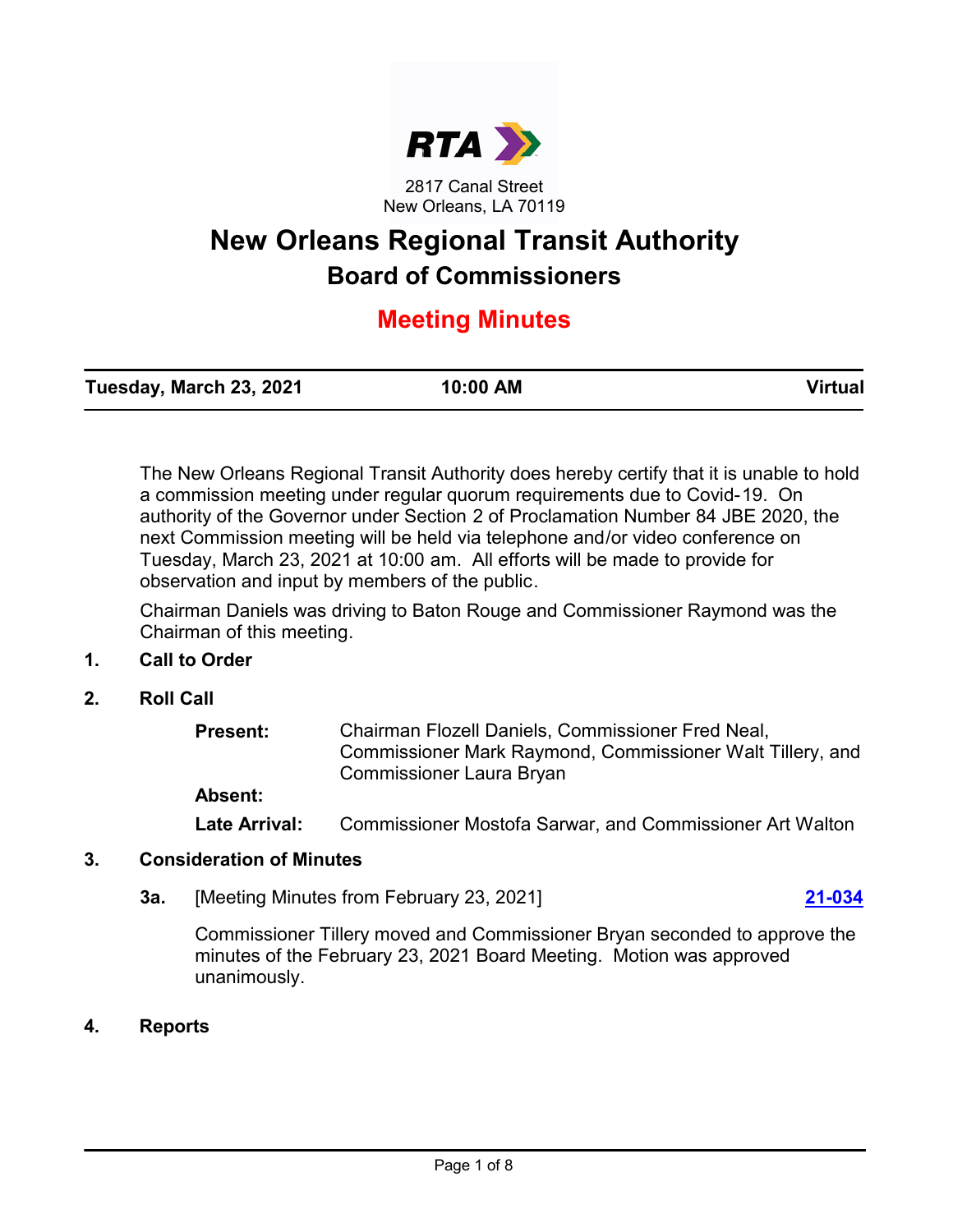RTA

2817 Canal Street
New Orleans, LA 70119

# New Orleans Regional Transit Authority

## Board of Commissioners

## Meeting Minutes

| Tuesday, March 23, 2021 | 10:00 AM | Virtual |
|---|---|---|

The New Orleans Regional Transit Authority does hereby certify that it is unable to hold a commission meeting under regular quorum requirements due to Covid-19. On authority of the Governor under Section 2 of Proclamation Number 84 JBE 2020, the next Commission meeting will be held via telephone and/or video conference on Tuesday, March 23, 2021 at 10:00 am. All efforts will be made to provide for observation and input by members of the public.

Chairman Daniels was driving to Baton Rouge and Commissioner Raymond was the Chairman of this meeting.

### 1. Call to Order

### 2. Roll Call

**Present:** Chairman Flozell Daniels, Commissioner Fred Neal, Commissioner Mark Raymond, Commissioner Walt Tillery, and Commissioner Laura Bryan

**Absent:**

**Late Arrival:** Commissioner Mostofa Sarwar, and Commissioner Art Walton

### 3. Consideration of Minutes

**3a.** [Meeting Minutes from February 23, 2021] **21-034**

Commissioner Tillery moved and Commissioner Bryan seconded to approve the minutes of the February 23, 2021 Board Meeting. Motion was approved unanimously.

### 4. Reports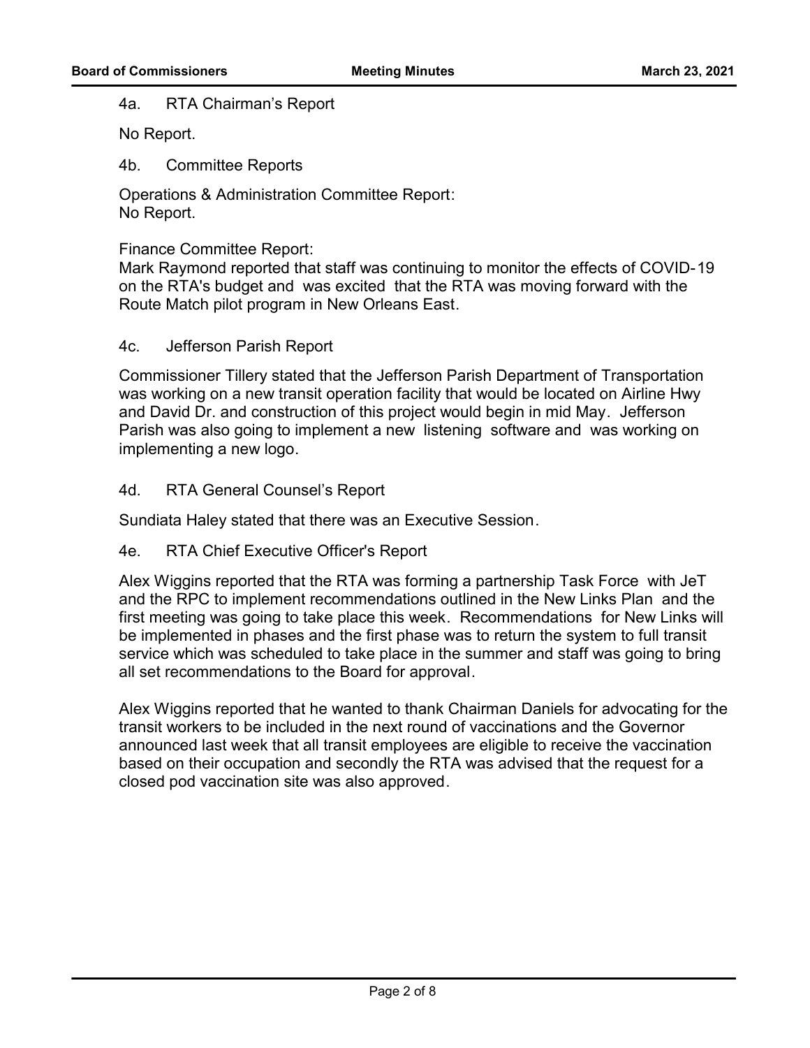### 4a. RTA Chairman's Report

No Report.

### 4b. Committee Reports

Operations & Administration Committee Report:
No Report.

Finance Committee Report:
Mark Raymond reported that staff was continuing to monitor the effects of COVID-19 on the RTA's budget and was excited that the RTA was moving forward with the Route Match pilot program in New Orleans East.

### 4c. Jefferson Parish Report

Commissioner Tillery stated that the Jefferson Parish Department of Transportation was working on a new transit operation facility that would be located on Airline Hwy and David Dr. and construction of this project would begin in mid May. Jefferson Parish was also going to implement a new listening software and was working on implementing a new logo.

### 4d. RTA General Counsel's Report

Sundiata Haley stated that there was an Executive Session.

### 4e. RTA Chief Executive Officer's Report

Alex Wiggins reported that the RTA was forming a partnership Task Force with JeT and the RPC to implement recommendations outlined in the New Links Plan and the first meeting was going to take place this week. Recommendations for New Links will be implemented in phases and the first phase was to return the system to full transit service which was scheduled to take place in the summer and staff was going to bring all set recommendations to the Board for approval.

Alex Wiggins reported that he wanted to thank Chairman Daniels for advocating for the transit workers to be included in the next round of vaccinations and the Governor announced last week that all transit employees are eligible to receive the vaccination based on their occupation and secondly the RTA was advised that the request for a closed pod vaccination site was also approved.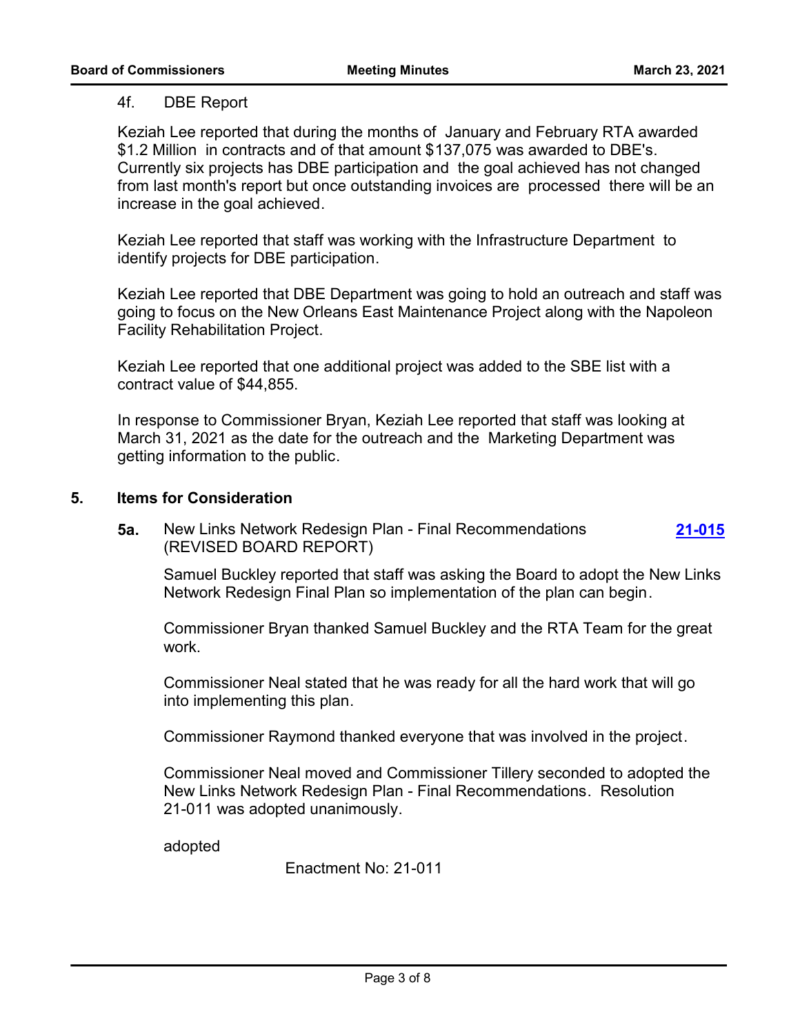4f. DBE Report

Keziah Lee reported that during the months of January and February RTA awarded $1.2 Million in contracts and of that amount $137,075 was awarded to DBE's. Currently six projects has DBE participation and the goal achieved has not changed from last month's report but once outstanding invoices are processed there will be an increase in the goal achieved.

Keziah Lee reported that staff was working with the Infrastructure Department to identify projects for DBE participation.

Keziah Lee reported that DBE Department was going to hold an outreach and staff was going to focus on the New Orleans East Maintenance Project along with the Napoleon Facility Rehabilitation Project.

Keziah Lee reported that one additional project was added to the SBE list with a contract value of $44,855.

In response to Commissioner Bryan, Keziah Lee reported that staff was looking at March 31, 2021 as the date for the outreach and the Marketing Department was getting information to the public.

## 5. Items for Consideration

**5a.** New Links Network Redesign Plan - Final Recommendations (REVISED BOARD REPORT) **21-015**

Samuel Buckley reported that staff was asking the Board to adopt the New Links Network Redesign Final Plan so implementation of the plan can begin.

Commissioner Bryan thanked Samuel Buckley and the RTA Team for the great work.

Commissioner Neal stated that he was ready for all the hard work that will go into implementing this plan.

Commissioner Raymond thanked everyone that was involved in the project.

Commissioner Neal moved and Commissioner Tillery seconded to adopted the New Links Network Redesign Plan - Final Recommendations. Resolution 21-011 was adopted unanimously.

adopted

Enactment No: 21-011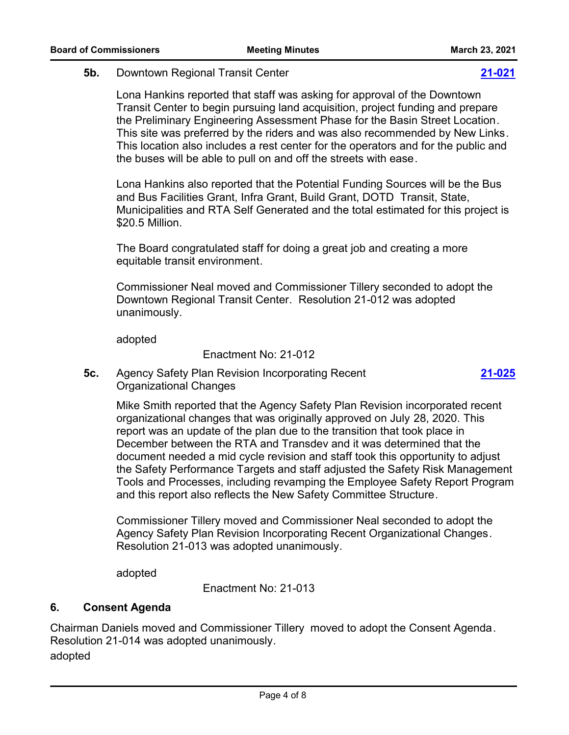**5b.** Downtown Regional Transit Center **21-021**

Lona Hankins reported that staff was asking for approval of the Downtown Transit Center to begin pursuing land acquisition, project funding and prepare the Preliminary Engineering Assessment Phase for the Basin Street Location. This site was preferred by the riders and was also recommended by New Links. This location also includes a rest center for the operators and for the public and the buses will be able to pull on and off the streets with ease.

Lona Hankins also reported that the Potential Funding Sources will be the Bus and Bus Facilities Grant, Infra Grant, Build Grant, DOTD Transit, State, Municipalities and RTA Self Generated and the total estimated for this project is $20.5 Million.

The Board congratulated staff for doing a great job and creating a more equitable transit environment.

Commissioner Neal moved and Commissioner Tillery seconded to adopt the Downtown Regional Transit Center. Resolution 21-012 was adopted unanimously.

adopted

Enactment No: 21-012

**5c.** Agency Safety Plan Revision Incorporating Recent Organizational Changes **21-025**

Mike Smith reported that the Agency Safety Plan Revision incorporated recent organizational changes that was originally approved on July 28, 2020. This report was an update of the plan due to the transition that took place in December between the RTA and Transdev and it was determined that the document needed a mid cycle revision and staff took this opportunity to adjust the Safety Performance Targets and staff adjusted the Safety Risk Management Tools and Processes, including revamping the Employee Safety Report Program and this report also reflects the New Safety Committee Structure.

Commissioner Tillery moved and Commissioner Neal seconded to adopt the Agency Safety Plan Revision Incorporating Recent Organizational Changes. Resolution 21-013 was adopted unanimously.

adopted

Enactment No: 21-013

## 6. Consent Agenda

Chairman Daniels moved and Commissioner Tillery moved to adopt the Consent Agenda. Resolution 21-014 was adopted unanimously.

adopted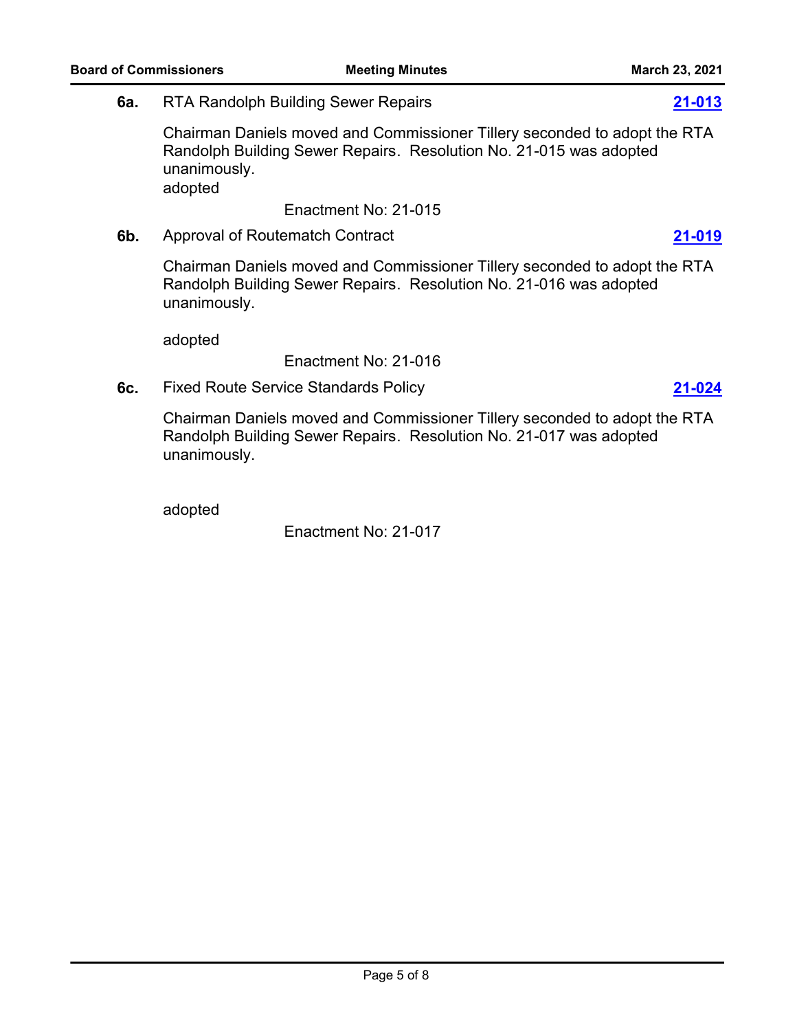**6a.** RTA Randolph Building Sewer Repairs **21-013**

Chairman Daniels moved and Commissioner Tillery seconded to adopt the RTA Randolph Building Sewer Repairs. Resolution No. 21-015 was adopted unanimously.

adopted

Enactment No: 21-015

**6b.** Approval of Routematch Contract **21-019**

Chairman Daniels moved and Commissioner Tillery seconded to adopt the RTA Randolph Building Sewer Repairs. Resolution No. 21-016 was adopted unanimously.

adopted

Enactment No: 21-016

**6c.** Fixed Route Service Standards Policy **21-024**

Chairman Daniels moved and Commissioner Tillery seconded to adopt the RTA Randolph Building Sewer Repairs. Resolution No. 21-017 was adopted unanimously.

adopted

Enactment No: 21-017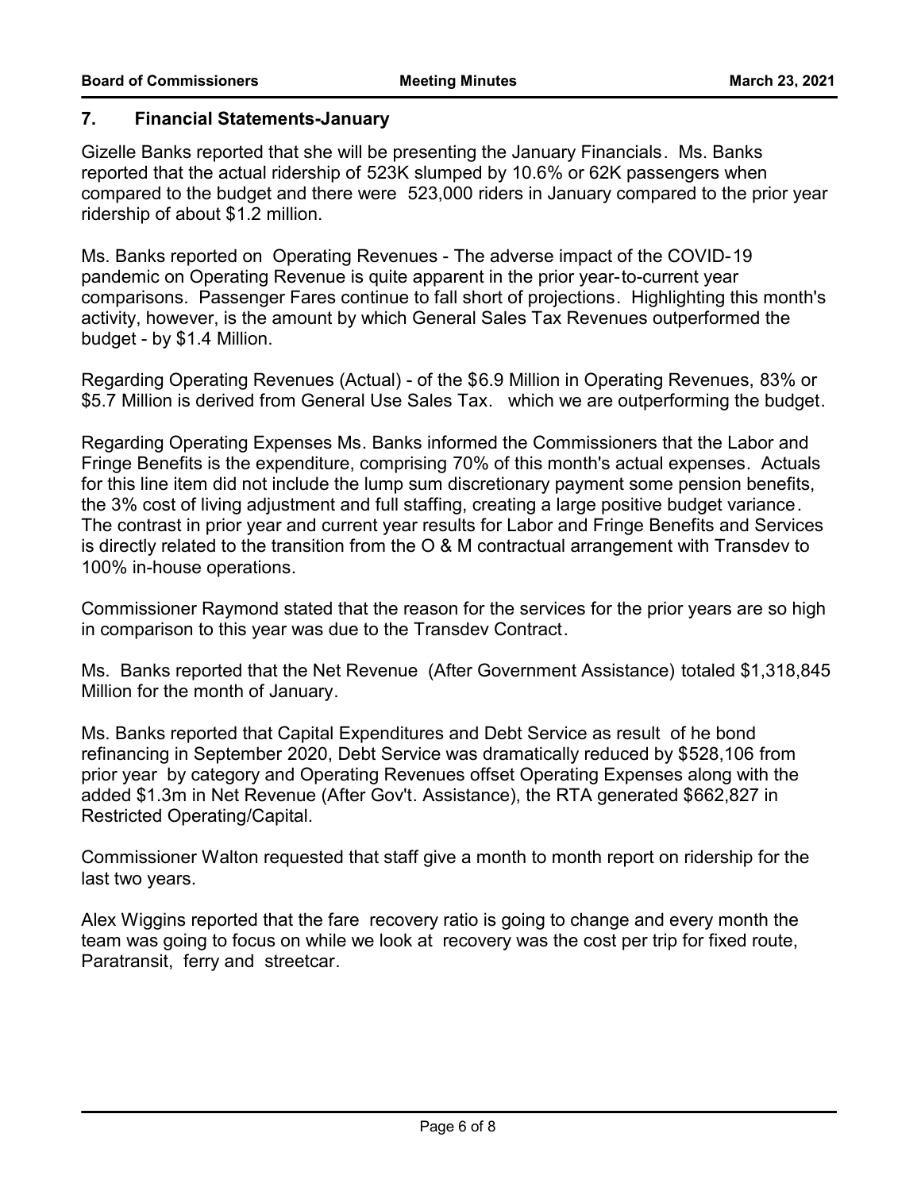## 7. Financial Statements-January

Gizelle Banks reported that she will be presenting the January Financials. Ms. Banks reported that the actual ridership of 523K slumped by 10.6% or 62K passengers when compared to the budget and there were 523,000 riders in January compared to the prior year ridership of about $1.2 million.

Ms. Banks reported on Operating Revenues - The adverse impact of the COVID-19 pandemic on Operating Revenue is quite apparent in the prior year-to-current year comparisons. Passenger Fares continue to fall short of projections. Highlighting this month's activity, however, is the amount by which General Sales Tax Revenues outperformed the budget - by $1.4 Million.

Regarding Operating Revenues (Actual) - of the $6.9 Million in Operating Revenues, 83% or $5.7 Million is derived from General Use Sales Tax. which we are outperforming the budget.

Regarding Operating Expenses Ms. Banks informed the Commissioners that the Labor and Fringe Benefits is the expenditure, comprising 70% of this month's actual expenses. Actuals for this line item did not include the lump sum discretionary payment some pension benefits, the 3% cost of living adjustment and full staffing, creating a large positive budget variance. The contrast in prior year and current year results for Labor and Fringe Benefits and Services is directly related to the transition from the O & M contractual arrangement with Transdev to 100% in-house operations.

Commissioner Raymond stated that the reason for the services for the prior years are so high in comparison to this year was due to the Transdev Contract.

Ms. Banks reported that the Net Revenue (After Government Assistance) totaled $1,318,845 Million for the month of January.

Ms. Banks reported that Capital Expenditures and Debt Service as result of he bond refinancing in September 2020, Debt Service was dramatically reduced by $528,106 from prior year by category and Operating Revenues offset Operating Expenses along with the added $1.3m in Net Revenue (After Gov't. Assistance), the RTA generated $662,827 in Restricted Operating/Capital.

Commissioner Walton requested that staff give a month to month report on ridership for the last two years.

Alex Wiggins reported that the fare recovery ratio is going to change and every month the team was going to focus on while we look at recovery was the cost per trip for fixed route, Paratransit, ferry and streetcar.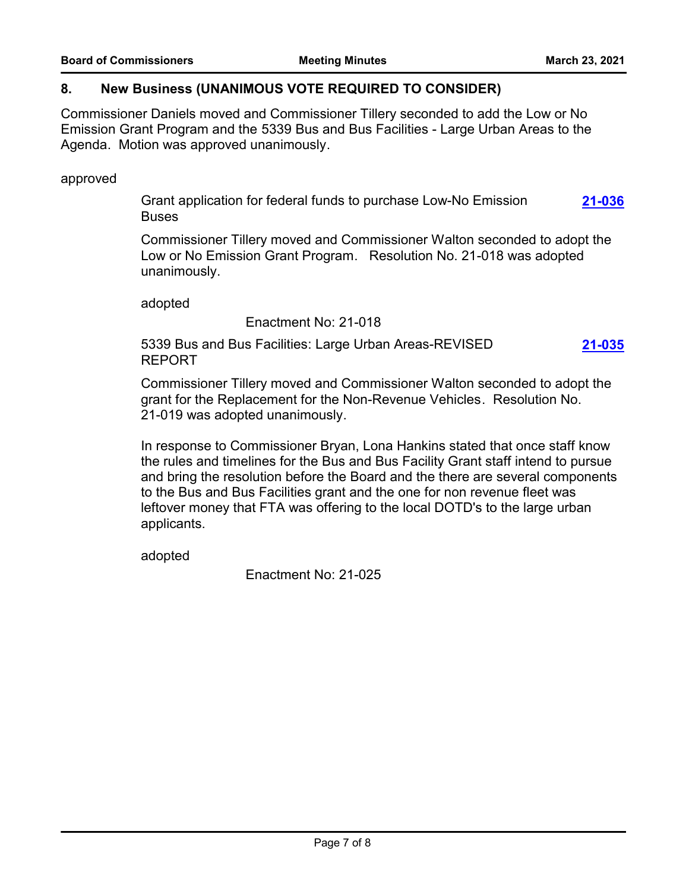## 8. New Business (UNANIMOUS VOTE REQUIRED TO CONSIDER)

Commissioner Daniels moved and Commissioner Tillery seconded to add the Low or No Emission Grant Program and the 5339 Bus and Bus Facilities - Large Urban Areas to the Agenda. Motion was approved unanimously.

approved

Grant application for federal funds to purchase Low-No Emission Buses **21-036**

Commissioner Tillery moved and Commissioner Walton seconded to adopt the Low or No Emission Grant Program. Resolution No. 21-018 was adopted unanimously.

adopted

Enactment No: 21-018

5339 Bus and Bus Facilities: Large Urban Areas-REVISED REPORT **21-035**

Commissioner Tillery moved and Commissioner Walton seconded to adopt the grant for the Replacement for the Non-Revenue Vehicles. Resolution No. 21-019 was adopted unanimously.

In response to Commissioner Bryan, Lona Hankins stated that once staff know the rules and timelines for the Bus and Bus Facility Grant staff intend to pursue and bring the resolution before the Board and the there are several components to the Bus and Bus Facilities grant and the one for non revenue fleet was leftover money that FTA was offering to the local DOTD's to the large urban applicants.

adopted

Enactment No: 21-025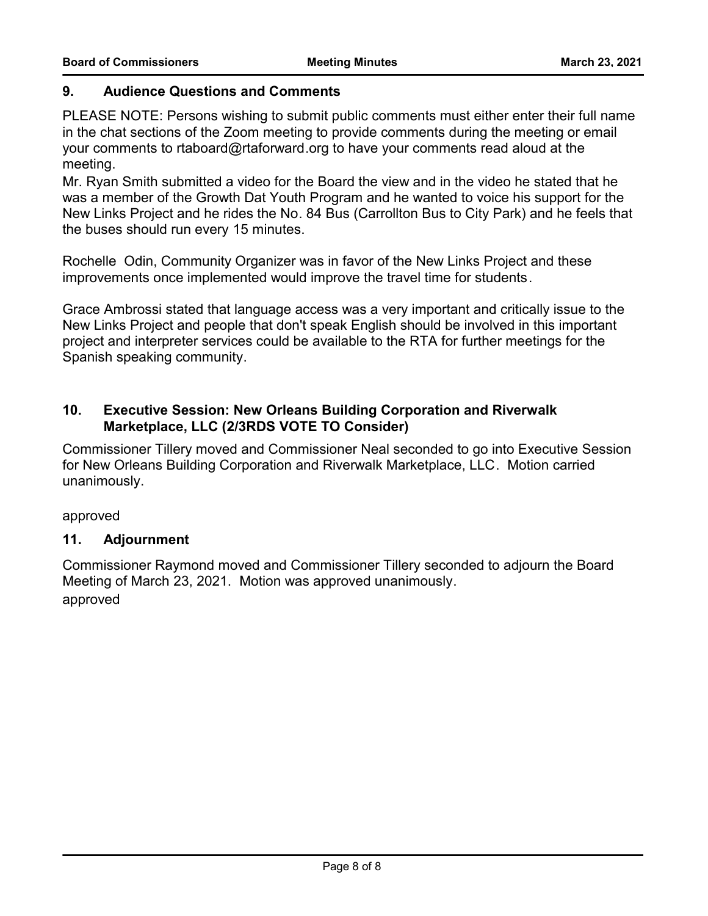## 9. Audience Questions and Comments

PLEASE NOTE: Persons wishing to submit public comments must either enter their full name in the chat sections of the Zoom meeting to provide comments during the meeting or email your comments to rtaboard@rtaforward.org to have your comments read aloud at the meeting.

Mr. Ryan Smith submitted a video for the Board the view and in the video he stated that he was a member of the Growth Dat Youth Program and he wanted to voice his support for the New Links Project and he rides the No. 84 Bus (Carrollton Bus to City Park) and he feels that the buses should run every 15 minutes.

Rochelle Odin, Community Organizer was in favor of the New Links Project and these improvements once implemented would improve the travel time for students.

Grace Ambrossi stated that language access was a very important and critically issue to the New Links Project and people that don't speak English should be involved in this important project and interpreter services could be available to the RTA for further meetings for the Spanish speaking community.

## 10. Executive Session: New Orleans Building Corporation and Riverwalk Marketplace, LLC (2/3RDS VOTE TO Consider)

Commissioner Tillery moved and Commissioner Neal seconded to go into Executive Session for New Orleans Building Corporation and Riverwalk Marketplace, LLC. Motion carried unanimously.

approved

## 11. Adjournment

Commissioner Raymond moved and Commissioner Tillery seconded to adjourn the Board Meeting of March 23, 2021. Motion was approved unanimously.

approved